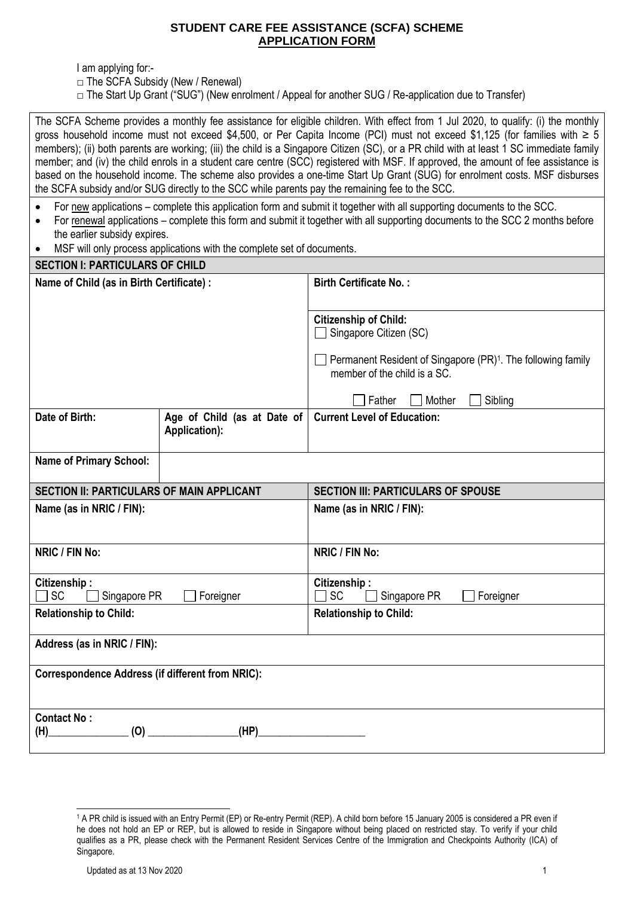# STUDENT CARE FEE ASSISTANCE (SCFA) SCHEME
## APPLICATION FORM

I am applying for:-

□ The SCFA Subsidy (New / Renewal)

□ The Start Up Grant ("SUG") (New enrolment / Appeal for another SUG / Re-application due to Transfer)

The SCFA Scheme provides a monthly fee assistance for eligible children. With effect from 1 Jul 2020, to qualify: (i) the monthly gross household income must not exceed $4,500, or Per Capita Income (PCI) must not exceed $1,125 (for families with ≥ 5 members); (ii) both parents are working; (iii) the child is a Singapore Citizen (SC), or a PR child with at least 1 SC immediate family member; and (iv) the child enrols in a student care centre (SCC) registered with MSF. If approved, the amount of fee assistance is based on the household income. The scheme also provides a one-time Start Up Grant (SUG) for enrolment costs. MSF disburses the SCFA subsidy and/or SUG directly to the SCC while parents pay the remaining fee to the SCC.

- For new applications – complete this application form and submit it together with all supporting documents to the SCC.
- For renewal applications – complete this form and submit it together with all supporting documents to the SCC 2 months before the earlier subsidy expires.
- MSF will only process applications with the complete set of documents.

| **SECTION I: PARTICULARS OF CHILD** | | |
|---|---|---|
| **Name of Child (as in Birth Certificate) :** | | **Birth Certificate No. :** |
| | | **Citizenship of Child:**<br>☐ Singapore Citizen (SC)<br>☐ Permanent Resident of Singapore (PR)[1]. The following family member of the child is a SC.<br>☐ Father ☐ Mother ☐ Sibling |
| **Date of Birth:** | **Age of Child (as at Date of Application):** | **Current Level of Education:** |
| **Name of Primary School:** | | |

| **SECTION II: PARTICULARS OF MAIN APPLICANT** | **SECTION III: PARTICULARS OF SPOUSE** |
|---|---|
| **Name (as in NRIC / FIN):** | **Name (as in NRIC / FIN):** |
| **NRIC / FIN No:** | **NRIC / FIN No:** |
| **Citizenship :**<br>☐ SC ☐ Singapore PR ☐ Foreigner | **Citizenship :**<br>☐ SC ☐ Singapore PR ☐ Foreigner |
| **Relationship to Child:** | **Relationship to Child:** |
| **Address (as in NRIC / FIN):** | |
| **Correspondence Address (if different from NRIC):** | |
| **Contact No :**<br>**(H)**______________ **(O)** ________________**(HP)**___________________ | |

[1] A PR child is issued with an Entry Permit (EP) or Re-entry Permit (REP). A child born before 15 January 2005 is considered a PR even if he does not hold an EP or REP, but is allowed to reside in Singapore without being placed on restricted stay. To verify if your child qualifies as a PR, please check with the Permanent Resident Services Centre of the Immigration and Checkpoints Authority (ICA) of Singapore.

Updated as at 13 Nov 2020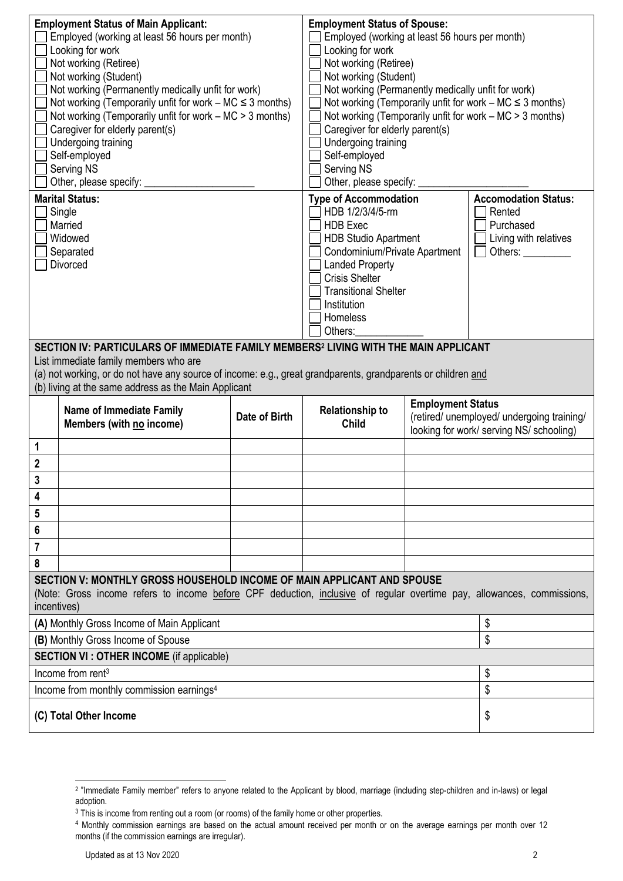| **Employment Status of Main Applicant:** | **Employment Status of Spouse:** |
|---|---|
| ☐ Employed (working at least 56 hours per month) | ☐ Employed (working at least 56 hours per month) |
| ☐ Looking for work | ☐ Looking for work |
| ☐ Not working (Retiree) | ☐ Not working (Retiree) |
| ☐ Not working (Student) | ☐ Not working (Student) |
| ☐ Not working (Permanently medically unfit for work) | ☐ Not working (Permanently medically unfit for work) |
| ☐ Not working (Temporarily unfit for work – MC $\leq$ 3 months) | ☐ Not working (Temporarily unfit for work – MC $\leq$ 3 months) |
| ☐ Not working (Temporarily unfit for work – MC > 3 months) | ☐ Not working (Temporarily unfit for work – MC > 3 months) |
| ☐ Caregiver for elderly parent(s) | ☐ Caregiver for elderly parent(s) |
| ☐ Undergoing training | ☐ Undergoing training |
| ☐ Self-employed | ☐ Self-employed |
| ☐ Serving NS | ☐ Serving NS |
| ☐ Other, please specify: ____________________ | ☐ Other, please specify: ____________________ |

| **Marital Status:** | **Type of Accommodation** | **Accomodation Status:** |
|---|---|---|
| ☐ Single | ☐ HDB 1/2/3/4/5-rm | ☐ Rented |
| ☐ Married | ☐ HDB Exec | ☐ Purchased |
| ☐ Widowed | ☐ HDB Studio Apartment | ☐ Living with relatives |
| ☐ Separated | ☐ Condominium/Private Apartment | ☐ Others: _________ |
| ☐ Divorced | ☐ Landed Property | |
| | ☐ Crisis Shelter | |
| | ☐ Transitional Shelter | |
| | ☐ Institution | |
| | ☐ Homeless | |
| | ☐ Others:____________ | |

## SECTION IV: PARTICULARS OF IMMEDIATE FAMILY MEMBERS[2] LIVING WITH THE MAIN APPLICANT

List immediate family members who are
(a) not working, or do not have any source of income: e.g., great grandparents, grandparents or children and
(b) living at the same address as the Main Applicant

| | Name of Immediate Family Members (with no income) | Date of Birth | Relationship to Child | Employment Status (retired/ unemployed/ undergoing training/ looking for work/ serving NS/ schooling) |
|---|---|---|---|---|
| 1 | | | | |
| 2 | | | | |
| 3 | | | | |
| 4 | | | | |
| 5 | | | | |
| 6 | | | | |
| 7 | | | | |
| 8 | | | | |

## SECTION V: MONTHLY GROSS HOUSEHOLD INCOME OF MAIN APPLICANT AND SPOUSE

(Note: Gross income refers to income before CPF deduction, inclusive of regular overtime pay, allowances, commissions, incentives)

| | |
|---|---|
| **(A)** Monthly Gross Income of Main Applicant | $ |
| **(B)** Monthly Gross Income of Spouse | $ |

## SECTION VI : OTHER INCOME (if applicable)

| | |
|---|---|
| Income from rent[3] | $ |
| Income from monthly commission earnings[4] | $ |
| **(C) Total Other Income** | $ |

---

[2] "Immediate Family member" refers to anyone related to the Applicant by blood, marriage (including step-children and in-laws) or legal adoption.

[3] This is income from renting out a room (or rooms) of the family home or other properties.

[4] Monthly commission earnings are based on the actual amount received per month or on the average earnings per month over 12 months (if the commission earnings are irregular).

Updated as at 13 Nov 2020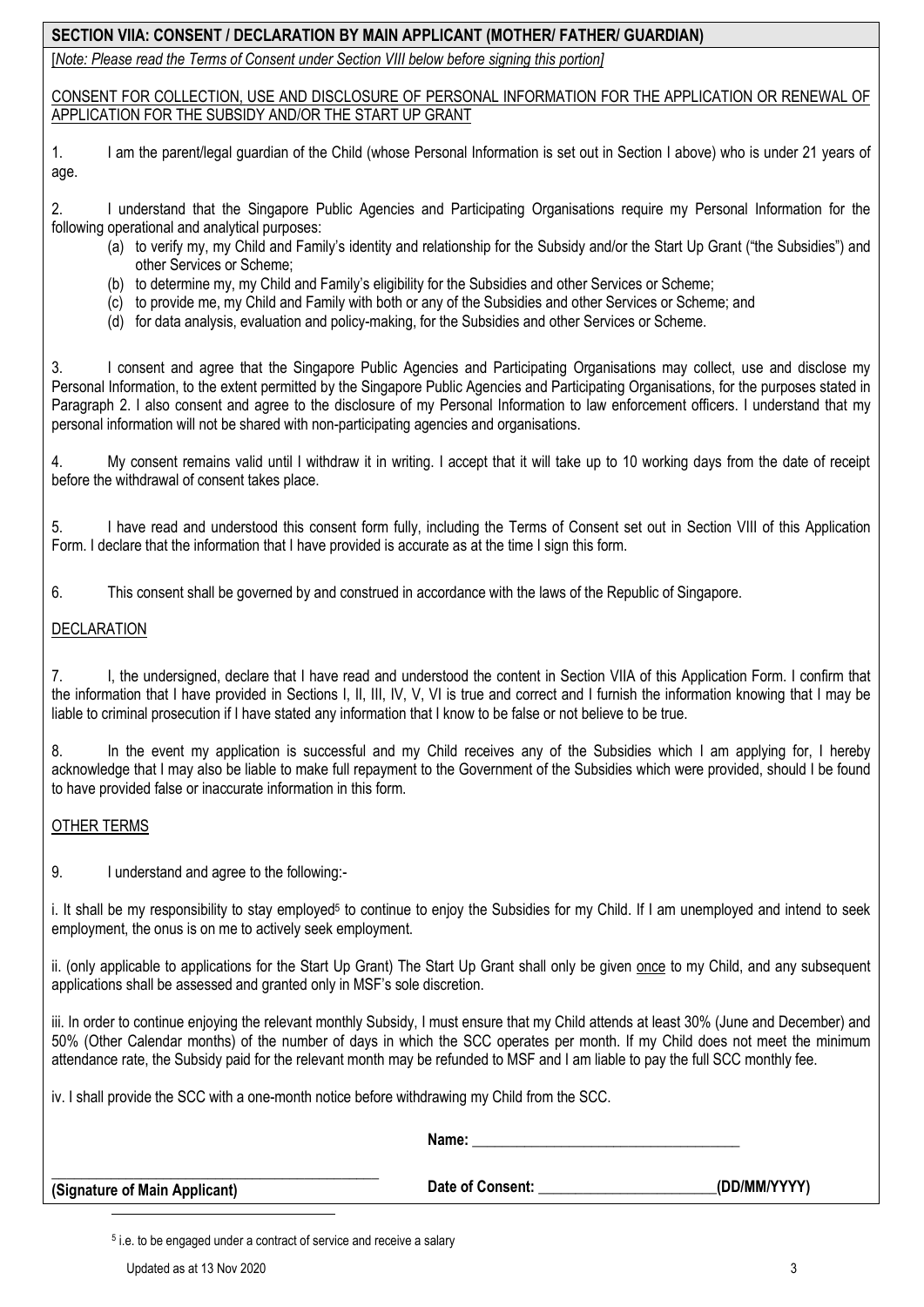## SECTION VIIA: CONSENT / DECLARATION BY MAIN APPLICANT (MOTHER/ FATHER/ GUARDIAN)

[*Note: Please read the Terms of Consent under Section VIII below before signing this portion]*

CONSENT FOR COLLECTION, USE AND DISCLOSURE OF PERSONAL INFORMATION FOR THE APPLICATION OR RENEWAL OF APPLICATION FOR THE SUBSIDY AND/OR THE START UP GRANT

1. I am the parent/legal guardian of the Child (whose Personal Information is set out in Section I above) who is under 21 years of age.

2. I understand that the Singapore Public Agencies and Participating Organisations require my Personal Information for the following operational and analytical purposes:
   - (a) to verify my, my Child and Family's identity and relationship for the Subsidy and/or the Start Up Grant ("the Subsidies") and other Services or Scheme;
   - (b) to determine my, my Child and Family's eligibility for the Subsidies and other Services or Scheme;
   - (c) to provide me, my Child and Family with both or any of the Subsidies and other Services or Scheme; and
   - (d) for data analysis, evaluation and policy-making, for the Subsidies and other Services or Scheme.

3. I consent and agree that the Singapore Public Agencies and Participating Organisations may collect, use and disclose my Personal Information, to the extent permitted by the Singapore Public Agencies and Participating Organisations, for the purposes stated in Paragraph 2. I also consent and agree to the disclosure of my Personal Information to law enforcement officers. I understand that my personal information will not be shared with non-participating agencies and organisations.

4. My consent remains valid until I withdraw it in writing. I accept that it will take up to 10 working days from the date of receipt before the withdrawal of consent takes place.

5. I have read and understood this consent form fully, including the Terms of Consent set out in Section VIII of this Application Form. I declare that the information that I have provided is accurate as at the time I sign this form.

6. This consent shall be governed by and construed in accordance with the laws of the Republic of Singapore.

DECLARATION

7. I, the undersigned, declare that I have read and understood the content in Section VIIA of this Application Form. I confirm that the information that I have provided in Sections I, II, III, IV, V, VI is true and correct and I furnish the information knowing that I may be liable to criminal prosecution if I have stated any information that I know to be false or not believe to be true.

8. In the event my application is successful and my Child receives any of the Subsidies which I am applying for, I hereby acknowledge that I may also be liable to make full repayment to the Government of the Subsidies which were provided, should I be found to have provided false or inaccurate information in this form.

OTHER TERMS

9. I understand and agree to the following:-

i. It shall be my responsibility to stay employed[5] to continue to enjoy the Subsidies for my Child. If I am unemployed and intend to seek employment, the onus is on me to actively seek employment.

ii. (only applicable to applications for the Start Up Grant) The Start Up Grant shall only be given once to my Child, and any subsequent applications shall be assessed and granted only in MSF's sole discretion.

iii. In order to continue enjoying the relevant monthly Subsidy, I must ensure that my Child attends at least 30% (June and December) and 50% (Other Calendar months) of the number of days in which the SCC operates per month. If my Child does not meet the minimum attendance rate, the Subsidy paid for the relevant month may be refunded to MSF and I am liable to pay the full SCC monthly fee.

iv. I shall provide the SCC with a one-month notice before withdrawing my Child from the SCC.

**Name:** ___________________________________

_____________________________________________

**(Signature of Main Applicant)** **Date of Consent:** _______________________**(DD/MM/YYYY)**

[5] i.e. to be engaged under a contract of service and receive a salary

Updated as at 13 Nov 2020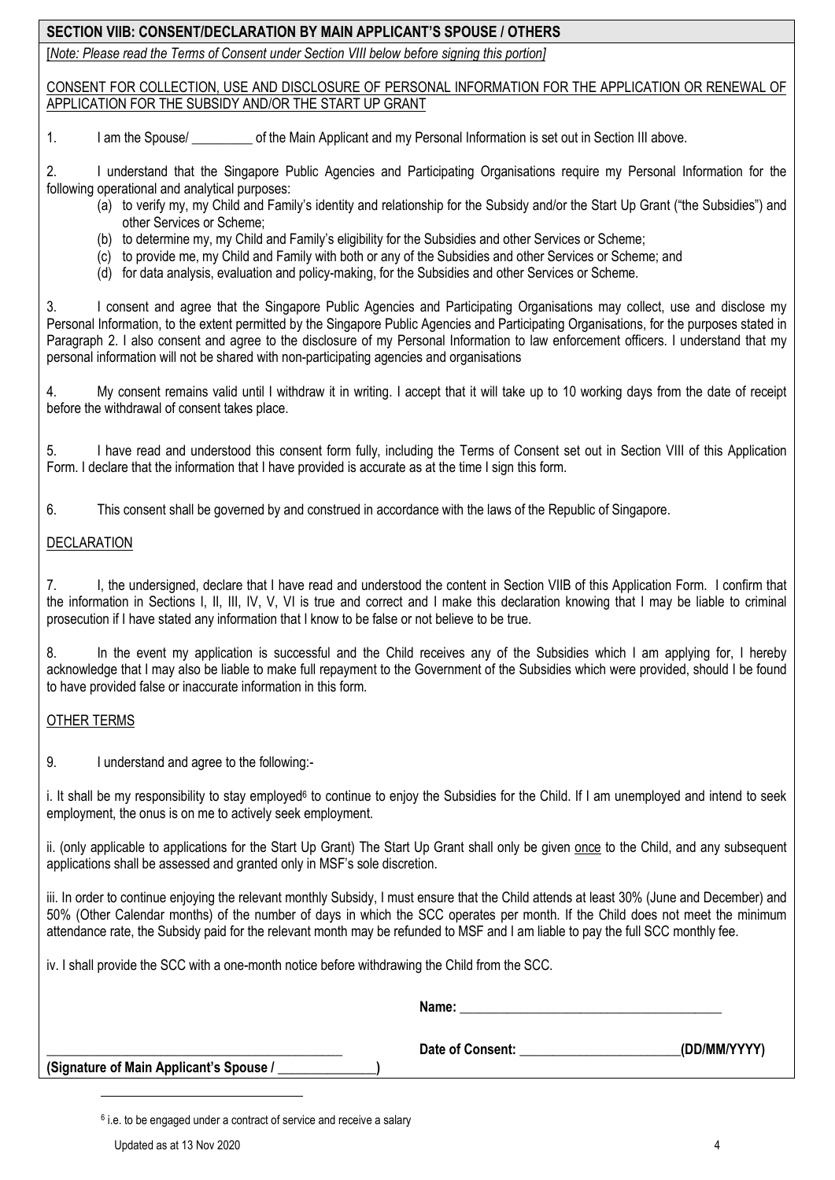## SECTION VIIB: CONSENT/DECLARATION BY MAIN APPLICANT'S SPOUSE / OTHERS

[*Note: Please read the Terms of Consent under Section VIII below before signing this portion]*

CONSENT FOR COLLECTION, USE AND DISCLOSURE OF PERSONAL INFORMATION FOR THE APPLICATION OR RENEWAL OF APPLICATION FOR THE SUBSIDY AND/OR THE START UP GRANT

1. I am the Spouse/ _________ of the Main Applicant and my Personal Information is set out in Section III above.

2. I understand that the Singapore Public Agencies and Participating Organisations require my Personal Information for the following operational and analytical purposes:
   - (a) to verify my, my Child and Family's identity and relationship for the Subsidy and/or the Start Up Grant ("the Subsidies") and other Services or Scheme;
   - (b) to determine my, my Child and Family's eligibility for the Subsidies and other Services or Scheme;
   - (c) to provide me, my Child and Family with both or any of the Subsidies and other Services or Scheme; and
   - (d) for data analysis, evaluation and policy-making, for the Subsidies and other Services or Scheme.

3. I consent and agree that the Singapore Public Agencies and Participating Organisations may collect, use and disclose my Personal Information, to the extent permitted by the Singapore Public Agencies and Participating Organisations, for the purposes stated in Paragraph 2. I also consent and agree to the disclosure of my Personal Information to law enforcement officers. I understand that my personal information will not be shared with non-participating agencies and organisations

4. My consent remains valid until I withdraw it in writing. I accept that it will take up to 10 working days from the date of receipt before the withdrawal of consent takes place.

5. I have read and understood this consent form fully, including the Terms of Consent set out in Section VIII of this Application Form. I declare that the information that I have provided is accurate as at the time I sign this form.

6. This consent shall be governed by and construed in accordance with the laws of the Republic of Singapore.

DECLARATION

7. I, the undersigned, declare that I have read and understood the content in Section VIIB of this Application Form. I confirm that the information in Sections I, II, III, IV, V, VI is true and correct and I make this declaration knowing that I may be liable to criminal prosecution if I have stated any information that I know to be false or not believe to be true.

8. In the event my application is successful and the Child receives any of the Subsidies which I am applying for, I hereby acknowledge that I may also be liable to make full repayment to the Government of the Subsidies which were provided, should I be found to have provided false or inaccurate information in this form.

OTHER TERMS

9. I understand and agree to the following:-

i. It shall be my responsibility to stay employed[6] to continue to enjoy the Subsidies for the Child. If I am unemployed and intend to seek employment, the onus is on me to actively seek employment.

ii. (only applicable to applications for the Start Up Grant) The Start Up Grant shall only be given once to the Child, and any subsequent applications shall be assessed and granted only in MSF's sole discretion.

iii. In order to continue enjoying the relevant monthly Subsidy, I must ensure that the Child attends at least 30% (June and December) and 50% (Other Calendar months) of the number of days in which the SCC operates per month. If the Child does not meet the minimum attendance rate, the Subsidy paid for the relevant month may be refunded to MSF and I am liable to pay the full SCC monthly fee.

iv. I shall provide the SCC with a one-month notice before withdrawing the Child from the SCC.

**Name:** ________________________________________

_____________________________________________ **Date of Consent:** ________________________ **(DD/MM/YYYY)**

**(Signature of Main Applicant's Spouse / ______________)**

---

[6] i.e. to be engaged under a contract of service and receive a salary

Updated as at 13 Nov 2020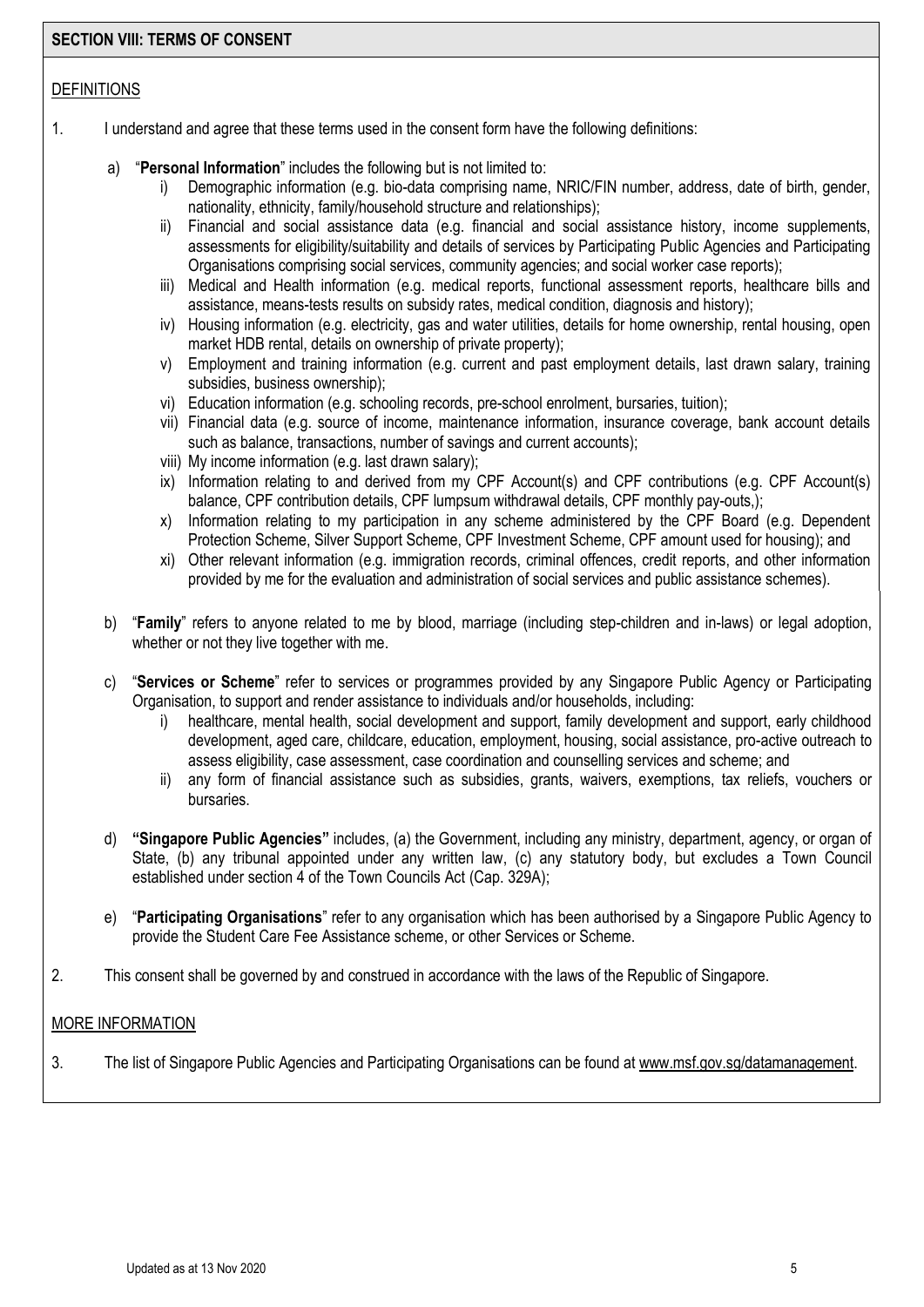## SECTION VIII: TERMS OF CONSENT

DEFINITIONS

1. I understand and agree that these terms used in the consent form have the following definitions:

   a) "**Personal Information**" includes the following but is not limited to:
      i) Demographic information (e.g. bio-data comprising name, NRIC/FIN number, address, date of birth, gender, nationality, ethnicity, family/household structure and relationships);
      ii) Financial and social assistance data (e.g. financial and social assistance history, income supplements, assessments for eligibility/suitability and details of services by Participating Public Agencies and Participating Organisations comprising social services, community agencies; and social worker case reports);
      iii) Medical and Health information (e.g. medical reports, functional assessment reports, healthcare bills and assistance, means-tests results on subsidy rates, medical condition, diagnosis and history);
      iv) Housing information (e.g. electricity, gas and water utilities, details for home ownership, rental housing, open market HDB rental, details on ownership of private property);
      v) Employment and training information (e.g. current and past employment details, last drawn salary, training subsidies, business ownership);
      vi) Education information (e.g. schooling records, pre-school enrolment, bursaries, tuition);
      vii) Financial data (e.g. source of income, maintenance information, insurance coverage, bank account details such as balance, transactions, number of savings and current accounts);
      viii) My income information (e.g. last drawn salary);
      ix) Information relating to and derived from my CPF Account(s) and CPF contributions (e.g. CPF Account(s) balance, CPF contribution details, CPF lumpsum withdrawal details, CPF monthly pay-outs,);
      x) Information relating to my participation in any scheme administered by the CPF Board (e.g. Dependent Protection Scheme, Silver Support Scheme, CPF Investment Scheme, CPF amount used for housing); and
      xi) Other relevant information (e.g. immigration records, criminal offences, credit reports, and other information provided by me for the evaluation and administration of social services and public assistance schemes).

   b) "**Family**" refers to anyone related to me by blood, marriage (including step-children and in-laws) or legal adoption, whether or not they live together with me.

   c) "**Services or Scheme**" refer to services or programmes provided by any Singapore Public Agency or Participating Organisation, to support and render assistance to individuals and/or households, including:
      i) healthcare, mental health, social development and support, family development and support, early childhood development, aged care, childcare, education, employment, housing, social assistance, pro-active outreach to assess eligibility, case assessment, case coordination and counselling services and scheme; and
      ii) any form of financial assistance such as subsidies, grants, waivers, exemptions, tax reliefs, vouchers or bursaries.

   d) **"Singapore Public Agencies"** includes, (a) the Government, including any ministry, department, agency, or organ of State, (b) any tribunal appointed under any written law, (c) any statutory body, but excludes a Town Council established under section 4 of the Town Councils Act (Cap. 329A);

   e) "**Participating Organisations**" refer to any organisation which has been authorised by a Singapore Public Agency to provide the Student Care Fee Assistance scheme, or other Services or Scheme.

2. This consent shall be governed by and construed in accordance with the laws of the Republic of Singapore.

MORE INFORMATION

3. The list of Singapore Public Agencies and Participating Organisations can be found at www.msf.gov.sg/datamanagement.

Updated as at 13 Nov 2020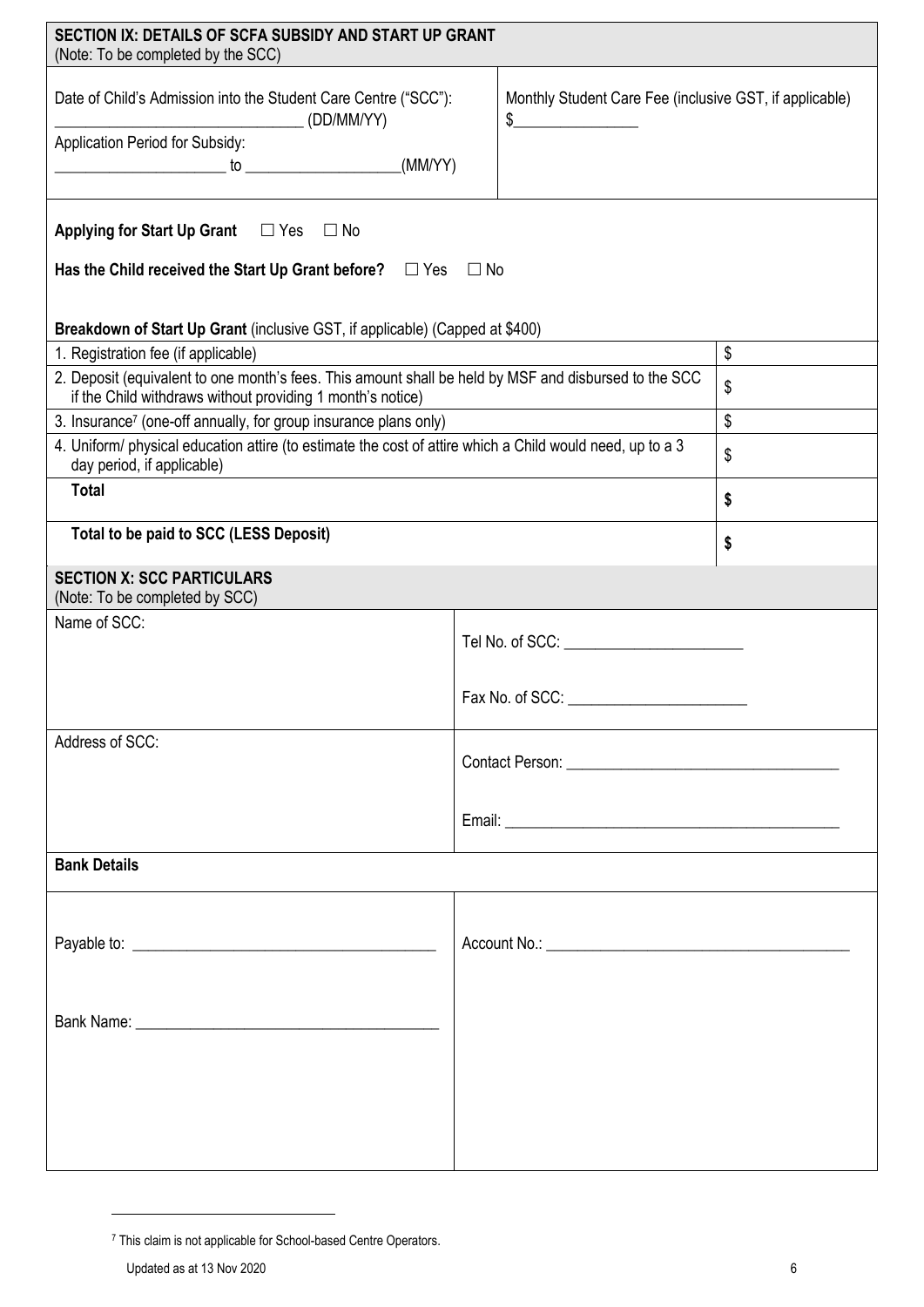## SECTION IX: DETAILS OF SCFA SUBSIDY AND START UP GRANT

(Note: To be completed by the SCC)

| Date of Child's Admission into the Student Care Centre ("SCC"): ______________________ (DD/MM/YY) <br> Application Period for Subsidy: ______________ to ______________ (MM/YY) | Monthly Student Care Fee (inclusive GST, if applicable) $______________ |
|---|---|

**Applying for Start Up Grant** ☐ Yes ☐ No

**Has the Child received the Start Up Grant before?** ☐ Yes ☐ No

**Breakdown of Start Up Grant** (inclusive GST, if applicable) (Capped at $400)

| Item | Amount |
|---|---|
| 1. Registration fee (if applicable) | $ |
| 2. Deposit (equivalent to one month's fees. This amount shall be held by MSF and disbursed to the SCC if the Child withdraws without providing 1 month's notice) | $ |
| 3. Insurance[7] (one-off annually, for group insurance plans only) | $ |
| 4. Uniform/ physical education attire (to estimate the cost of attire which a Child would need, up to a 3 day period, if applicable) | $ |
| **Total** | **$** |
| **Total to be paid to SCC (LESS Deposit)** | **$** |

## SECTION X: SCC PARTICULARS

(Note: To be completed by SCC)

| Name of SCC: | Tel No. of SCC: ______________________ <br> Fax No. of SCC: ______________________ |
|---|---|
| Address of SCC: | Contact Person: ______________________ <br> Email: ______________________ |

**Bank Details**

| Payable to: ______________________ <br> Bank Name: ______________________ | Account No.: ______________________ |
|---|---|

[7] This claim is not applicable for School-based Centre Operators.

Updated as at 13 Nov 2020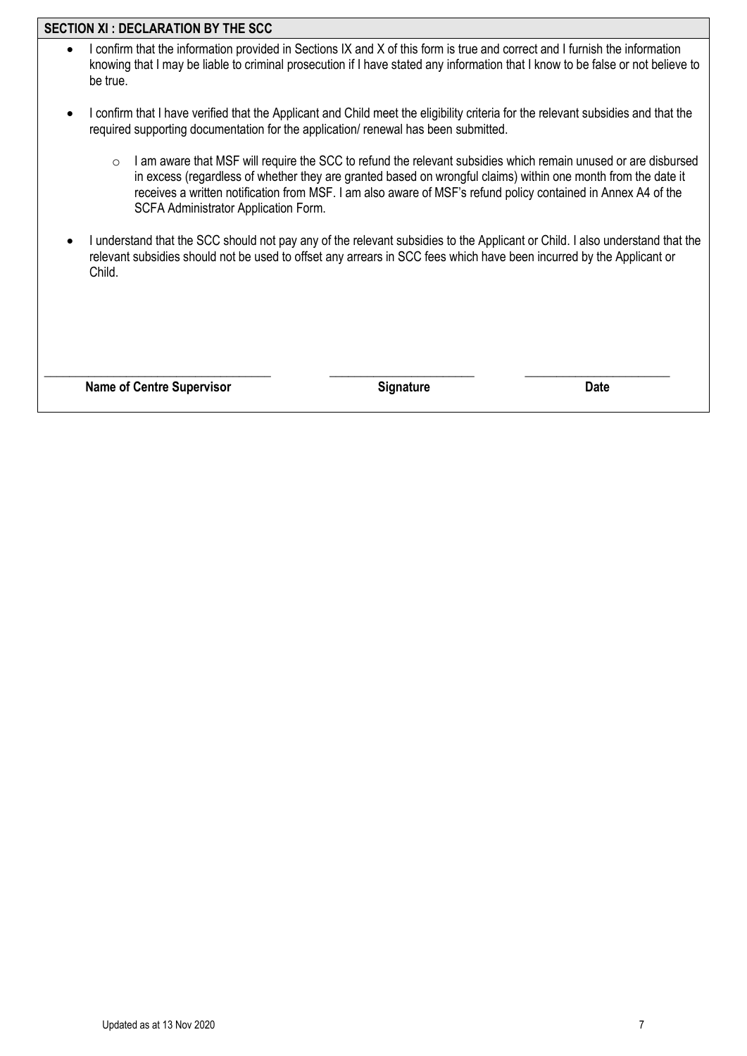## SECTION XI : DECLARATION BY THE SCC

- I confirm that the information provided in Sections IX and X of this form is true and correct and I furnish the information knowing that I may be liable to criminal prosecution if I have stated any information that I know to be false or not believe to be true.
- I confirm that I have verified that the Applicant and Child meet the eligibility criteria for the relevant subsidies and that the required supporting documentation for the application/ renewal has been submitted.
  - I am aware that MSF will require the SCC to refund the relevant subsidies which remain unused or are disbursed in excess (regardless of whether they are granted based on wrongful claims) within one month from the date it receives a written notification from MSF. I am also aware of MSF's refund policy contained in Annex A4 of the SCFA Administrator Application Form.
- I understand that the SCC should not pay any of the relevant subsidies to the Applicant or Child. I also understand that the relevant subsidies should not be used to offset any arrears in SCC fees which have been incurred by the Applicant or Child.

| ____________________ | ____________________ | ____________________ |
| --- | --- | --- |
| **Name of Centre Supervisor** | **Signature** | **Date** |

Updated as at 13 Nov 2020